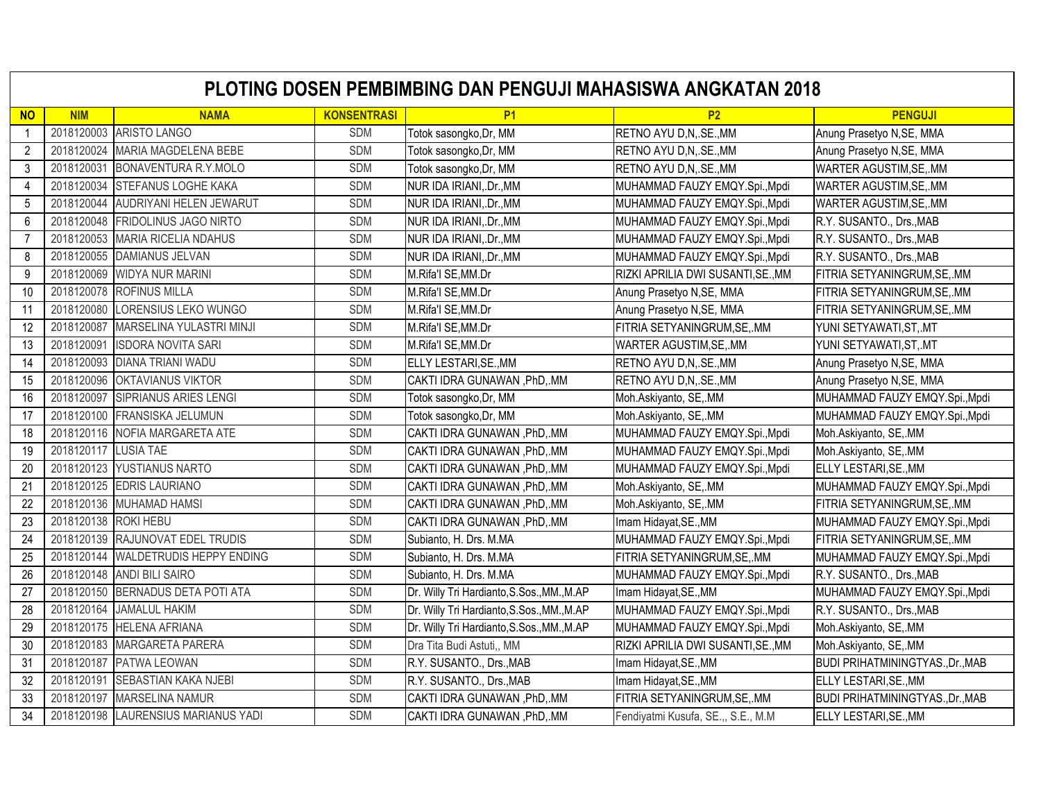# PLOTING DOSEN PEMBIMBING DAN PENGUJI MAHASISWA ANGKATAN 2018

| NO | NIM | NAMA | KONSENTRASI | P1 | P2 | PENGUJI |
|---|---|---|---|---|---|---|
| 1 | 2018120003 | ARISTO LANGO | SDM | Totok sasongko,Dr, MM | RETNO AYU D,N,.SE.,MM | Anung Prasetyo N,SE, MMA |
| 2 | 2018120024 | MARIA MAGDELENA BEBE | SDM | Totok sasongko,Dr, MM | RETNO AYU D,N,.SE.,MM | Anung Prasetyo N,SE, MMA |
| 3 | 2018120031 | BONAVENTURA R.Y.MOLO | SDM | Totok sasongko,Dr, MM | RETNO AYU D,N,.SE.,MM | WARTER AGUSTIM,SE,.MM |
| 4 | 2018120034 | STEFANUS LOGHE KAKA | SDM | NUR IDA IRIANI,.Dr.,MM | MUHAMMAD FAUZY EMQY.Spi.,Mpdi | WARTER AGUSTIM,SE,.MM |
| 5 | 2018120044 | AUDRIYANI HELEN JEWARUT | SDM | NUR IDA IRIANI,.Dr.,MM | MUHAMMAD FAUZY EMQY.Spi.,Mpdi | WARTER AGUSTIM,SE,.MM |
| 6 | 2018120048 | FRIDOLINUS JAGO NIRTO | SDM | NUR IDA IRIANI,.Dr.,MM | MUHAMMAD FAUZY EMQY.Spi.,Mpdi | R.Y. SUSANTO., Drs.,MAB |
| 7 | 2018120053 | MARIA RICELIA NDAHUS | SDM | NUR IDA IRIANI,.Dr.,MM | MUHAMMAD FAUZY EMQY.Spi.,Mpdi | R.Y. SUSANTO., Drs.,MAB |
| 8 | 2018120055 | DAMIANUS JELVAN | SDM | NUR IDA IRIANI,.Dr.,MM | MUHAMMAD FAUZY EMQY.Spi.,Mpdi | R.Y. SUSANTO., Drs.,MAB |
| 9 | 2018120069 | WIDYA NUR MARINI | SDM | M.Rifa'I SE,MM.Dr | RIZKI APRILIA DWI SUSANTI,SE.,MM | FITRIA SETYANINGRUM,SE,.MM |
| 10 | 2018120078 | ROFINUS MILLA | SDM | M.Rifa'I SE,MM.Dr | Anung Prasetyo N,SE, MMA | FITRIA SETYANINGRUM,SE,.MM |
| 11 | 2018120080 | LORENSIUS LEKO WUNGO | SDM | M.Rifa'I SE,MM.Dr | Anung Prasetyo N,SE, MMA | FITRIA SETYANINGRUM,SE,.MM |
| 12 | 2018120087 | MARSELINA YULASTRI MINJI | SDM | M.Rifa'I SE,MM.Dr | FITRIA SETYANINGRUM,SE,.MM | YUNI SETYAWATI,ST,.MT |
| 13 | 2018120091 | ISDORA NOVITA SARI | SDM | M.Rifa'I SE,MM.Dr | WARTER AGUSTIM,SE,.MM | YUNI SETYAWATI,ST,.MT |
| 14 | 2018120093 | DIANA TRIANI WADU | SDM | ELLY LESTARI,SE.,MM | RETNO AYU D,N,.SE.,MM | Anung Prasetyo N,SE, MMA |
| 15 | 2018120096 | OKTAVIANUS VIKTOR | SDM | CAKTI IDRA GUNAWAN ,PhD,.MM | RETNO AYU D,N,.SE.,MM | Anung Prasetyo N,SE, MMA |
| 16 | 2018120097 | SIPRIANUS ARIES LENGI | SDM | Totok sasongko,Dr, MM | Moh.Askiyanto, SE,.MM | MUHAMMAD FAUZY EMQY.Spi.,Mpdi |
| 17 | 2018120100 | FRANSISKA JELUMUN | SDM | Totok sasongko,Dr, MM | Moh.Askiyanto, SE,.MM | MUHAMMAD FAUZY EMQY.Spi.,Mpdi |
| 18 | 2018120116 | NOFIA MARGARETA ATE | SDM | CAKTI IDRA GUNAWAN ,PhD,.MM | MUHAMMAD FAUZY EMQY.Spi.,Mpdi | Moh.Askiyanto, SE,.MM |
| 19 | 2018120117 | LUSIA TAE | SDM | CAKTI IDRA GUNAWAN ,PhD,.MM | MUHAMMAD FAUZY EMQY.Spi.,Mpdi | Moh.Askiyanto, SE,.MM |
| 20 | 2018120123 | YUSTIANUS NARTO | SDM | CAKTI IDRA GUNAWAN ,PhD,.MM | MUHAMMAD FAUZY EMQY.Spi.,Mpdi | ELLY LESTARI,SE.,MM |
| 21 | 2018120125 | EDRIS LAURIANO | SDM | CAKTI IDRA GUNAWAN ,PhD,.MM | Moh.Askiyanto, SE,.MM | MUHAMMAD FAUZY EMQY.Spi.,Mpdi |
| 22 | 2018120136 | MUHAMAD HAMSI | SDM | CAKTI IDRA GUNAWAN ,PhD,.MM | Moh.Askiyanto, SE,.MM | FITRIA SETYANINGRUM,SE,.MM |
| 23 | 2018120138 | ROKI HEBU | SDM | CAKTI IDRA GUNAWAN ,PhD,.MM | Imam Hidayat,SE.,MM | MUHAMMAD FAUZY EMQY.Spi.,Mpdi |
| 24 | 2018120139 | RAJUNOVAT EDEL TRUDIS | SDM | Subianto, H. Drs. M.MA | MUHAMMAD FAUZY EMQY.Spi.,Mpdi | FITRIA SETYANINGRUM,SE,.MM |
| 25 | 2018120144 | WALDETRUDIS HEPPY ENDING | SDM | Subianto, H. Drs. M.MA | FITRIA SETYANINGRUM,SE,.MM | MUHAMMAD FAUZY EMQY.Spi.,Mpdi |
| 26 | 2018120148 | ANDI BILI SAIRO | SDM | Subianto, H. Drs. M.MA | MUHAMMAD FAUZY EMQY.Spi.,Mpdi | R.Y. SUSANTO., Drs.,MAB |
| 27 | 2018120150 | BERNADUS DETA POTI ATA | SDM | Dr. Willy Tri Hardianto,S.Sos.,MM.,M.AP | Imam Hidayat,SE.,MM | MUHAMMAD FAUZY EMQY.Spi.,Mpdi |
| 28 | 2018120164 | JAMALUL HAKIM | SDM | Dr. Willy Tri Hardianto,S.Sos.,MM.,M.AP | MUHAMMAD FAUZY EMQY.Spi.,Mpdi | R.Y. SUSANTO., Drs.,MAB |
| 29 | 2018120175 | HELENA AFRIANA | SDM | Dr. Willy Tri Hardianto,S.Sos.,MM.,M.AP | MUHAMMAD FAUZY EMQY.Spi.,Mpdi | Moh.Askiyanto, SE,.MM |
| 30 | 2018120183 | MARGARETA PARERA | SDM | Dra Tita Budi Astuti,, MM | RIZKI APRILIA DWI SUSANTI,SE.,MM | Moh.Askiyanto, SE,.MM |
| 31 | 2018120187 | PATWA LEOWAN | SDM | R.Y. SUSANTO., Drs.,MAB | Imam Hidayat,SE.,MM | BUDI PRIHATMININGTYAS.,Dr.,MAB |
| 32 | 2018120191 | SEBASTIAN KAKA NJEBI | SDM | R.Y. SUSANTO., Drs.,MAB | Imam Hidayat,SE.,MM | ELLY LESTARI,SE.,MM |
| 33 | 2018120197 | MARSELINA NAMUR | SDM | CAKTI IDRA GUNAWAN ,PhD,.MM | FITRIA SETYANINGRUM,SE,.MM | BUDI PRIHATMININGTYAS.,Dr.,MAB |
| 34 | 2018120198 | LAURENSIUS MARIANUS YADI | SDM | CAKTI IDRA GUNAWAN ,PhD,.MM | Fendiyatmi Kusufa, SE.,, S.E., M.M | ELLY LESTARI,SE.,MM |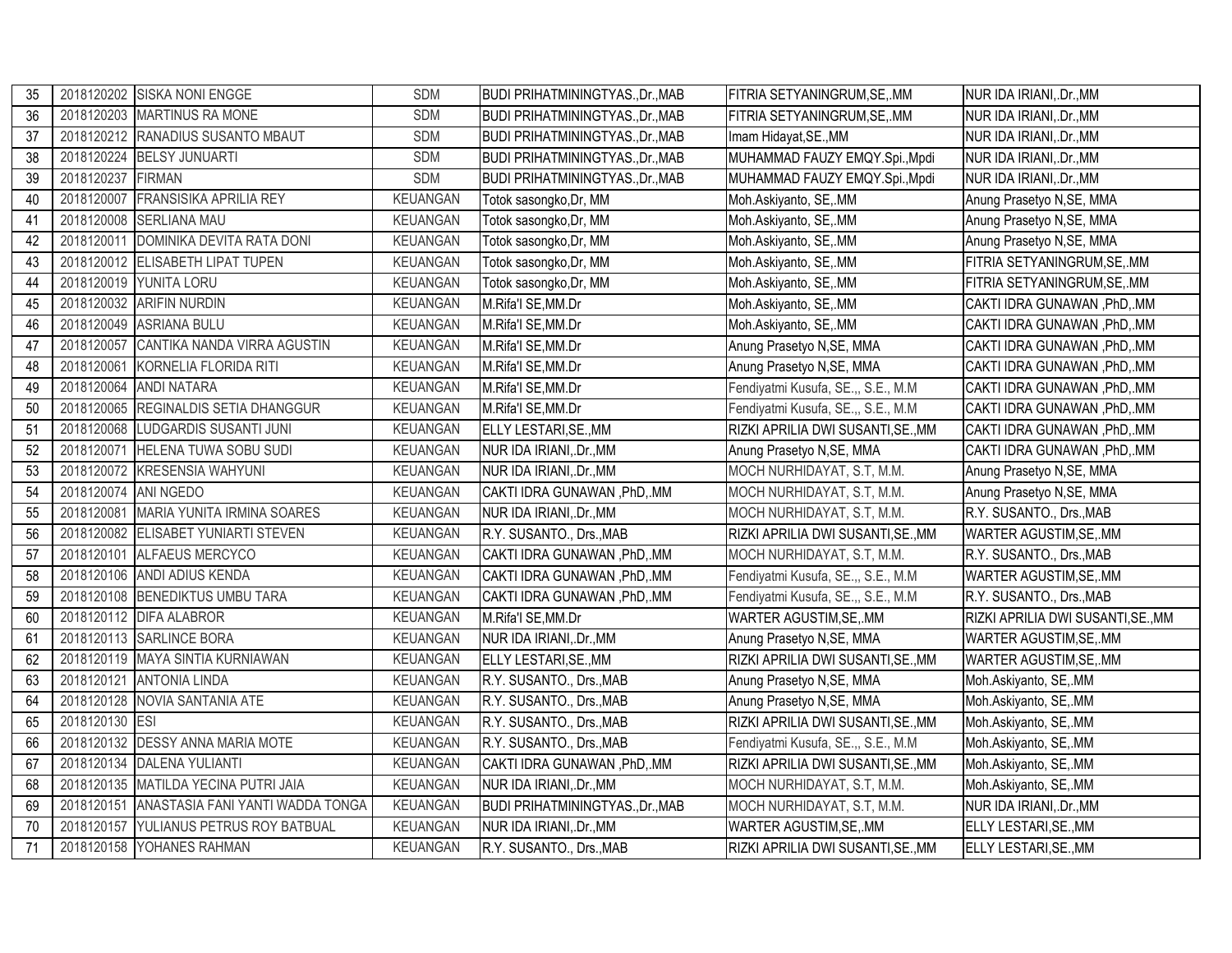| 35 | 2018120202 | SISKA NONI ENGGE | SDM | BUDI PRIHATMININGTYAS.,Dr.,MAB | FITRIA SETYANINGRUM,SE,.MM | NUR IDA IRIANI,.Dr.,MM |
|---|---|---|---|---|---|---|
| 36 | 2018120203 | MARTINUS RA MONE | SDM | BUDI PRIHATMININGTYAS.,Dr.,MAB | FITRIA SETYANINGRUM,SE,.MM | NUR IDA IRIANI,.Dr.,MM |
| 37 | 2018120212 | RANADIUS SUSANTO MBAUT | SDM | BUDI PRIHATMININGTYAS.,Dr.,MAB | Imam Hidayat,SE.,MM | NUR IDA IRIANI,.Dr.,MM |
| 38 | 2018120224 | BELSY JUNUARTI | SDM | BUDI PRIHATMININGTYAS.,Dr.,MAB | MUHAMMAD FAUZY EMQY.Spi.,Mpdi | NUR IDA IRIANI,.Dr.,MM |
| 39 | 2018120237 | FIRMAN | SDM | BUDI PRIHATMININGTYAS.,Dr.,MAB | MUHAMMAD FAUZY EMQY.Spi.,Mpdi | NUR IDA IRIANI,.Dr.,MM |
| 40 | 2018120007 | FRANSISIKA APRILIA REY | KEUANGAN | Totok sasongko,Dr, MM | Moh.Askiyanto, SE,.MM | Anung Prasetyo N,SE, MMA |
| 41 | 2018120008 | SERLIANA MAU | KEUANGAN | Totok sasongko,Dr, MM | Moh.Askiyanto, SE,.MM | Anung Prasetyo N,SE, MMA |
| 42 | 2018120011 | DOMINIKA DEVITA RATA DONI | KEUANGAN | Totok sasongko,Dr, MM | Moh.Askiyanto, SE,.MM | Anung Prasetyo N,SE, MMA |
| 43 | 2018120012 | ELISABETH LIPAT TUPEN | KEUANGAN | Totok sasongko,Dr, MM | Moh.Askiyanto, SE,.MM | FITRIA SETYANINGRUM,SE,.MM |
| 44 | 2018120019 | YUNITA LORU | KEUANGAN | Totok sasongko,Dr, MM | Moh.Askiyanto, SE,.MM | FITRIA SETYANINGRUM,SE,.MM |
| 45 | 2018120032 | ARIFIN NURDIN | KEUANGAN | M.Rifa'I SE,MM.Dr | Moh.Askiyanto, SE,.MM | CAKTI IDRA GUNAWAN ,PhD,.MM |
| 46 | 2018120049 | ASRIANA BULU | KEUANGAN | M.Rifa'I SE,MM.Dr | Moh.Askiyanto, SE,.MM | CAKTI IDRA GUNAWAN ,PhD,.MM |
| 47 | 2018120057 | CANTIKA NANDA VIRRA AGUSTIN | KEUANGAN | M.Rifa'I SE,MM.Dr | Anung Prasetyo N,SE, MMA | CAKTI IDRA GUNAWAN ,PhD,.MM |
| 48 | 2018120061 | KORNELIA FLORIDA RITI | KEUANGAN | M.Rifa'I SE,MM.Dr | Anung Prasetyo N,SE, MMA | CAKTI IDRA GUNAWAN ,PhD,.MM |
| 49 | 2018120064 | ANDI NATARA | KEUANGAN | M.Rifa'I SE,MM.Dr | Fendiyatmi Kusufa, SE.,, S.E., M.M | CAKTI IDRA GUNAWAN ,PhD,.MM |
| 50 | 2018120065 | REGINALDIS SETIA DHANGGUR | KEUANGAN | M.Rifa'I SE,MM.Dr | Fendiyatmi Kusufa, SE.,, S.E., M.M | CAKTI IDRA GUNAWAN ,PhD,.MM |
| 51 | 2018120068 | LUDGARDIS SUSANTI JUNI | KEUANGAN | ELLY LESTARI,SE.,MM | RIZKI APRILIA DWI SUSANTI,SE.,MM | CAKTI IDRA GUNAWAN ,PhD,.MM |
| 52 | 2018120071 | HELENA TUWA SOBU SUDI | KEUANGAN | NUR IDA IRIANI,.Dr.,MM | Anung Prasetyo N,SE, MMA | CAKTI IDRA GUNAWAN ,PhD,.MM |
| 53 | 2018120072 | KRESENSIA WAHYUNI | KEUANGAN | NUR IDA IRIANI,.Dr.,MM | MOCH NURHIDAYAT, S.T, M.M. | Anung Prasetyo N,SE, MMA |
| 54 | 2018120074 | ANI NGEDO | KEUANGAN | CAKTI IDRA GUNAWAN ,PhD,.MM | MOCH NURHIDAYAT, S.T, M.M. | Anung Prasetyo N,SE, MMA |
| 55 | 2018120081 | MARIA YUNITA IRMINA SOARES | KEUANGAN | NUR IDA IRIANI,.Dr.,MM | MOCH NURHIDAYAT, S.T, M.M. | R.Y. SUSANTO., Drs.,MAB |
| 56 | 2018120082 | ELISABET YUNIARTI STEVEN | KEUANGAN | R.Y. SUSANTO., Drs.,MAB | RIZKI APRILIA DWI SUSANTI,SE.,MM | WARTER AGUSTIM,SE,.MM |
| 57 | 2018120101 | ALFAEUS MERCYCO | KEUANGAN | CAKTI IDRA GUNAWAN ,PhD,.MM | MOCH NURHIDAYAT, S.T, M.M. | R.Y. SUSANTO., Drs.,MAB |
| 58 | 2018120106 | ANDI ADIUS KENDA | KEUANGAN | CAKTI IDRA GUNAWAN ,PhD,.MM | Fendiyatmi Kusufa, SE.,, S.E., M.M | WARTER AGUSTIM,SE,.MM |
| 59 | 2018120108 | BENEDIKTUS UMBU TARA | KEUANGAN | CAKTI IDRA GUNAWAN ,PhD,.MM | Fendiyatmi Kusufa, SE.,, S.E., M.M | R.Y. SUSANTO., Drs.,MAB |
| 60 | 2018120112 | DIFA ALABROR | KEUANGAN | M.Rifa'I SE,MM.Dr | WARTER AGUSTIM,SE,.MM | RIZKI APRILIA DWI SUSANTI,SE.,MM |
| 61 | 2018120113 | SARLINCE BORA | KEUANGAN | NUR IDA IRIANI,.Dr.,MM | Anung Prasetyo N,SE, MMA | WARTER AGUSTIM,SE,.MM |
| 62 | 2018120119 | MAYA SINTIA KURNIAWAN | KEUANGAN | ELLY LESTARI,SE.,MM | RIZKI APRILIA DWI SUSANTI,SE.,MM | WARTER AGUSTIM,SE,.MM |
| 63 | 2018120121 | ANTONIA LINDA | KEUANGAN | R.Y. SUSANTO., Drs.,MAB | Anung Prasetyo N,SE, MMA | Moh.Askiyanto, SE,.MM |
| 64 | 2018120128 | NOVIA SANTANIA ATE | KEUANGAN | R.Y. SUSANTO., Drs.,MAB | Anung Prasetyo N,SE, MMA | Moh.Askiyanto, SE,.MM |
| 65 | 2018120130 | ESI | KEUANGAN | R.Y. SUSANTO., Drs.,MAB | RIZKI APRILIA DWI SUSANTI,SE.,MM | Moh.Askiyanto, SE,.MM |
| 66 | 2018120132 | DESSY ANNA MARIA MOTE | KEUANGAN | R.Y. SUSANTO., Drs.,MAB | Fendiyatmi Kusufa, SE.,, S.E., M.M | Moh.Askiyanto, SE,.MM |
| 67 | 2018120134 | DALENA YULIANTI | KEUANGAN | CAKTI IDRA GUNAWAN ,PhD,.MM | RIZKI APRILIA DWI SUSANTI,SE.,MM | Moh.Askiyanto, SE,.MM |
| 68 | 2018120135 | MATILDA YECINA PUTRI JAIA | KEUANGAN | NUR IDA IRIANI,.Dr.,MM | MOCH NURHIDAYAT, S.T, M.M. | Moh.Askiyanto, SE,.MM |
| 69 | 2018120151 | ANASTASIA FANI YANTI WADDA TONGA | KEUANGAN | BUDI PRIHATMININGTYAS.,Dr.,MAB | MOCH NURHIDAYAT, S.T, M.M. | NUR IDA IRIANI,.Dr.,MM |
| 70 | 2018120157 | YULIANUS PETRUS ROY BATBUAL | KEUANGAN | NUR IDA IRIANI,.Dr.,MM | WARTER AGUSTIM,SE,.MM | ELLY LESTARI,SE.,MM |
| 71 | 2018120158 | YOHANES RAHMAN | KEUANGAN | R.Y. SUSANTO., Drs.,MAB | RIZKI APRILIA DWI SUSANTI,SE.,MM | ELLY LESTARI,SE.,MM |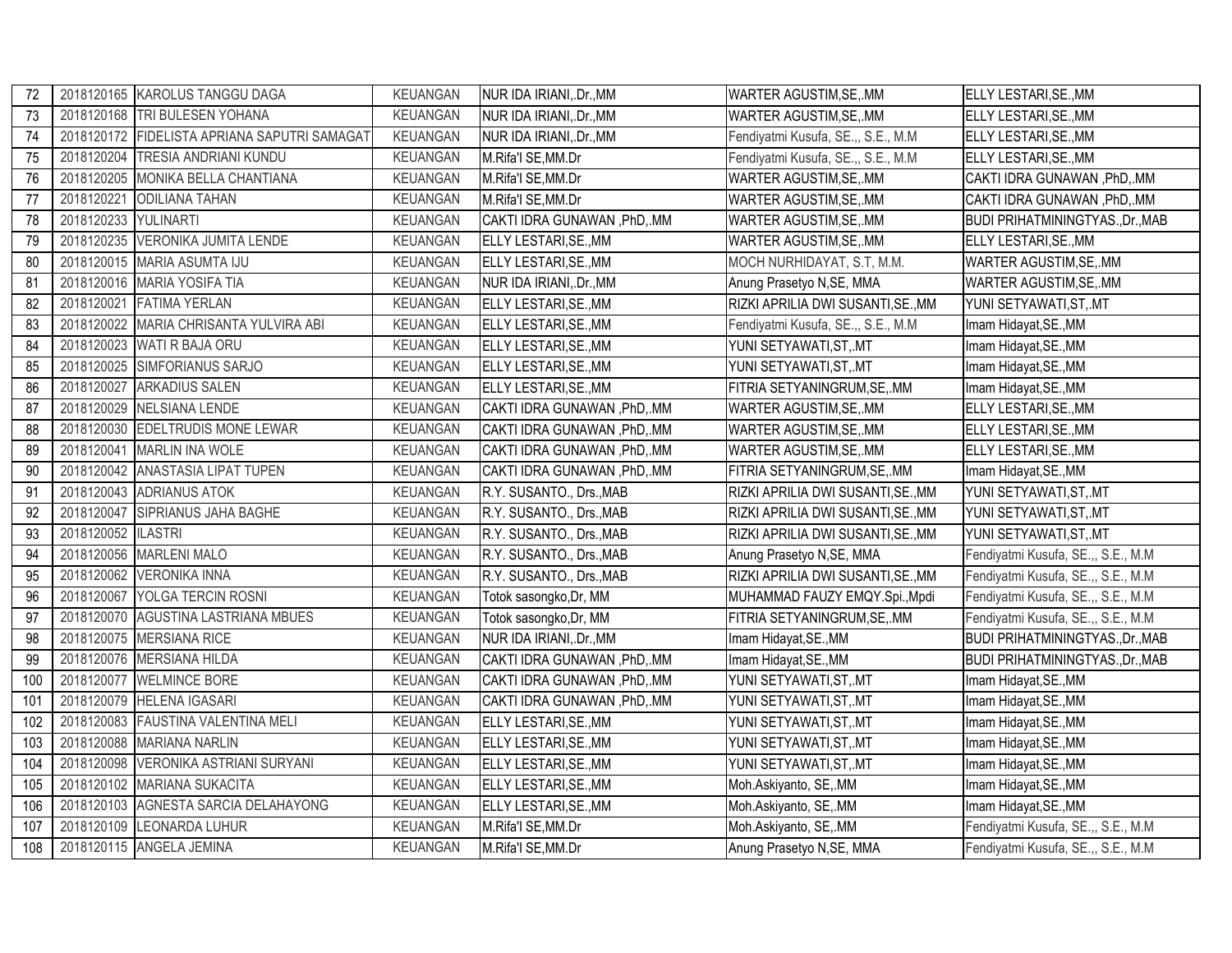| 72 | 2018120165 | KAROLUS TANGGU DAGA | KEUANGAN | NUR IDA IRIANI,.Dr.,MM | WARTER AGUSTIM,SE,.MM | ELLY LESTARI,SE.,MM |
|---|---|---|---|---|---|---|
| 73 | 2018120168 | TRI BULESEN YOHANA | KEUANGAN | NUR IDA IRIANI,.Dr.,MM | WARTER AGUSTIM,SE,.MM | ELLY LESTARI,SE.,MM |
| 74 | 2018120172 | FIDELISTA APRIANA SAPUTRI SAMAGAT | KEUANGAN | NUR IDA IRIANI,.Dr.,MM | Fendiyatmi Kusufa, SE.,, S.E., M.M | ELLY LESTARI,SE.,MM |
| 75 | 2018120204 | TRESIA ANDRIANI KUNDU | KEUANGAN | M.Rifa'I SE,MM.Dr | Fendiyatmi Kusufa, SE.,, S.E., M.M | ELLY LESTARI,SE.,MM |
| 76 | 2018120205 | MONIKA BELLA CHANTIANA | KEUANGAN | M.Rifa'I SE,MM.Dr | WARTER AGUSTIM,SE,.MM | CAKTI IDRA GUNAWAN ,PhD,.MM |
| 77 | 2018120221 | ODILIANA TAHAN | KEUANGAN | M.Rifa'I SE,MM.Dr | WARTER AGUSTIM,SE,.MM | CAKTI IDRA GUNAWAN ,PhD,.MM |
| 78 | 2018120233 | YULINARTI | KEUANGAN | CAKTI IDRA GUNAWAN ,PhD,.MM | WARTER AGUSTIM,SE,.MM | BUDI PRIHATMININGTYAS.,Dr.,MAB |
| 79 | 2018120235 | VERONIKA JUMITA LENDE | KEUANGAN | ELLY LESTARI,SE.,MM | WARTER AGUSTIM,SE,.MM | ELLY LESTARI,SE.,MM |
| 80 | 2018120015 | MARIA ASUMTA IJU | KEUANGAN | ELLY LESTARI,SE.,MM | MOCH NURHIDAYAT, S.T, M.M. | WARTER AGUSTIM,SE,.MM |
| 81 | 2018120016 | MARIA YOSIFA TIA | KEUANGAN | NUR IDA IRIANI,.Dr.,MM | Anung Prasetyo N,SE, MMA | WARTER AGUSTIM,SE,.MM |
| 82 | 2018120021 | FATIMA YERLAN | KEUANGAN | ELLY LESTARI,SE.,MM | RIZKI APRILIA DWI SUSANTI,SE.,MM | YUNI SETYAWATI,ST,.MT |
| 83 | 2018120022 | MARIA CHRISANTA YULVIRA ABI | KEUANGAN | ELLY LESTARI,SE.,MM | Fendiyatmi Kusufa, SE.,, S.E., M.M | Imam Hidayat,SE.,MM |
| 84 | 2018120023 | WATI R BAJA ORU | KEUANGAN | ELLY LESTARI,SE.,MM | YUNI SETYAWATI,ST,.MT | Imam Hidayat,SE.,MM |
| 85 | 2018120025 | SIMFORIANUS SARJO | KEUANGAN | ELLY LESTARI,SE.,MM | YUNI SETYAWATI,ST,.MT | Imam Hidayat,SE.,MM |
| 86 | 2018120027 | ARKADIUS SALEN | KEUANGAN | ELLY LESTARI,SE.,MM | FITRIA SETYANINGRUM,SE,.MM | Imam Hidayat,SE.,MM |
| 87 | 2018120029 | NELSIANA LENDE | KEUANGAN | CAKTI IDRA GUNAWAN ,PhD,.MM | WARTER AGUSTIM,SE,.MM | ELLY LESTARI,SE.,MM |
| 88 | 2018120030 | EDELTRUDIS MONE LEWAR | KEUANGAN | CAKTI IDRA GUNAWAN ,PhD,.MM | WARTER AGUSTIM,SE,.MM | ELLY LESTARI,SE.,MM |
| 89 | 2018120041 | MARLIN INA WOLE | KEUANGAN | CAKTI IDRA GUNAWAN ,PhD,.MM | WARTER AGUSTIM,SE,.MM | ELLY LESTARI,SE.,MM |
| 90 | 2018120042 | ANASTASIA LIPAT TUPEN | KEUANGAN | CAKTI IDRA GUNAWAN ,PhD,.MM | FITRIA SETYANINGRUM,SE,.MM | Imam Hidayat,SE.,MM |
| 91 | 2018120043 | ADRIANUS ATOK | KEUANGAN | R.Y. SUSANTO., Drs.,MAB | RIZKI APRILIA DWI SUSANTI,SE.,MM | YUNI SETYAWATI,ST,.MT |
| 92 | 2018120047 | SIPRIANUS JAHA BAGHE | KEUANGAN | R.Y. SUSANTO., Drs.,MAB | RIZKI APRILIA DWI SUSANTI,SE.,MM | YUNI SETYAWATI,ST,.MT |
| 93 | 2018120052 | ILASTRI | KEUANGAN | R.Y. SUSANTO., Drs.,MAB | RIZKI APRILIA DWI SUSANTI,SE.,MM | YUNI SETYAWATI,ST,.MT |
| 94 | 2018120056 | MARLENI MALO | KEUANGAN | R.Y. SUSANTO., Drs.,MAB | Anung Prasetyo N,SE, MMA | Fendiyatmi Kusufa, SE.,, S.E., M.M |
| 95 | 2018120062 | VERONIKA INNA | KEUANGAN | R.Y. SUSANTO., Drs.,MAB | RIZKI APRILIA DWI SUSANTI,SE.,MM | Fendiyatmi Kusufa, SE.,, S.E., M.M |
| 96 | 2018120067 | YOLGA TERCIN ROSNI | KEUANGAN | Totok sasongko,Dr, MM | MUHAMMAD FAUZY EMQY.Spi.,Mpdi | Fendiyatmi Kusufa, SE.,, S.E., M.M |
| 97 | 2018120070 | AGUSTINA LASTRIANA MBUES | KEUANGAN | Totok sasongko,Dr, MM | FITRIA SETYANINGRUM,SE,.MM | Fendiyatmi Kusufa, SE.,, S.E., M.M |
| 98 | 2018120075 | MERSIANA RICE | KEUANGAN | NUR IDA IRIANI,.Dr.,MM | Imam Hidayat,SE.,MM | BUDI PRIHATMININGTYAS.,Dr.,MAB |
| 99 | 2018120076 | MERSIANA HILDA | KEUANGAN | CAKTI IDRA GUNAWAN ,PhD,.MM | Imam Hidayat,SE.,MM | BUDI PRIHATMININGTYAS.,Dr.,MAB |
| 100 | 2018120077 | WELMINCE BORE | KEUANGAN | CAKTI IDRA GUNAWAN ,PhD,.MM | YUNI SETYAWATI,ST,.MT | Imam Hidayat,SE.,MM |
| 101 | 2018120079 | HELENA IGASARI | KEUANGAN | CAKTI IDRA GUNAWAN ,PhD,.MM | YUNI SETYAWATI,ST,.MT | Imam Hidayat,SE.,MM |
| 102 | 2018120083 | FAUSTINA VALENTINA MELI | KEUANGAN | ELLY LESTARI,SE.,MM | YUNI SETYAWATI,ST,.MT | Imam Hidayat,SE.,MM |
| 103 | 2018120088 | MARIANA NARLIN | KEUANGAN | ELLY LESTARI,SE.,MM | YUNI SETYAWATI,ST,.MT | Imam Hidayat,SE.,MM |
| 104 | 2018120098 | VERONIKA ASTRIANI SURYANI | KEUANGAN | ELLY LESTARI,SE.,MM | YUNI SETYAWATI,ST,.MT | Imam Hidayat,SE.,MM |
| 105 | 2018120102 | MARIANA SUKACITA | KEUANGAN | ELLY LESTARI,SE.,MM | Moh.Askiyanto, SE,.MM | Imam Hidayat,SE.,MM |
| 106 | 2018120103 | AGNESTA SARCIA DELAHAYONG | KEUANGAN | ELLY LESTARI,SE.,MM | Moh.Askiyanto, SE,.MM | Imam Hidayat,SE.,MM |
| 107 | 2018120109 | LEONARDA LUHUR | KEUANGAN | M.Rifa'I SE,MM.Dr | Moh.Askiyanto, SE,.MM | Fendiyatmi Kusufa, SE.,, S.E., M.M |
| 108 | 2018120115 | ANGELA JEMINA | KEUANGAN | M.Rifa'I SE,MM.Dr | Anung Prasetyo N,SE, MMA | Fendiyatmi Kusufa, SE.,, S.E., M.M |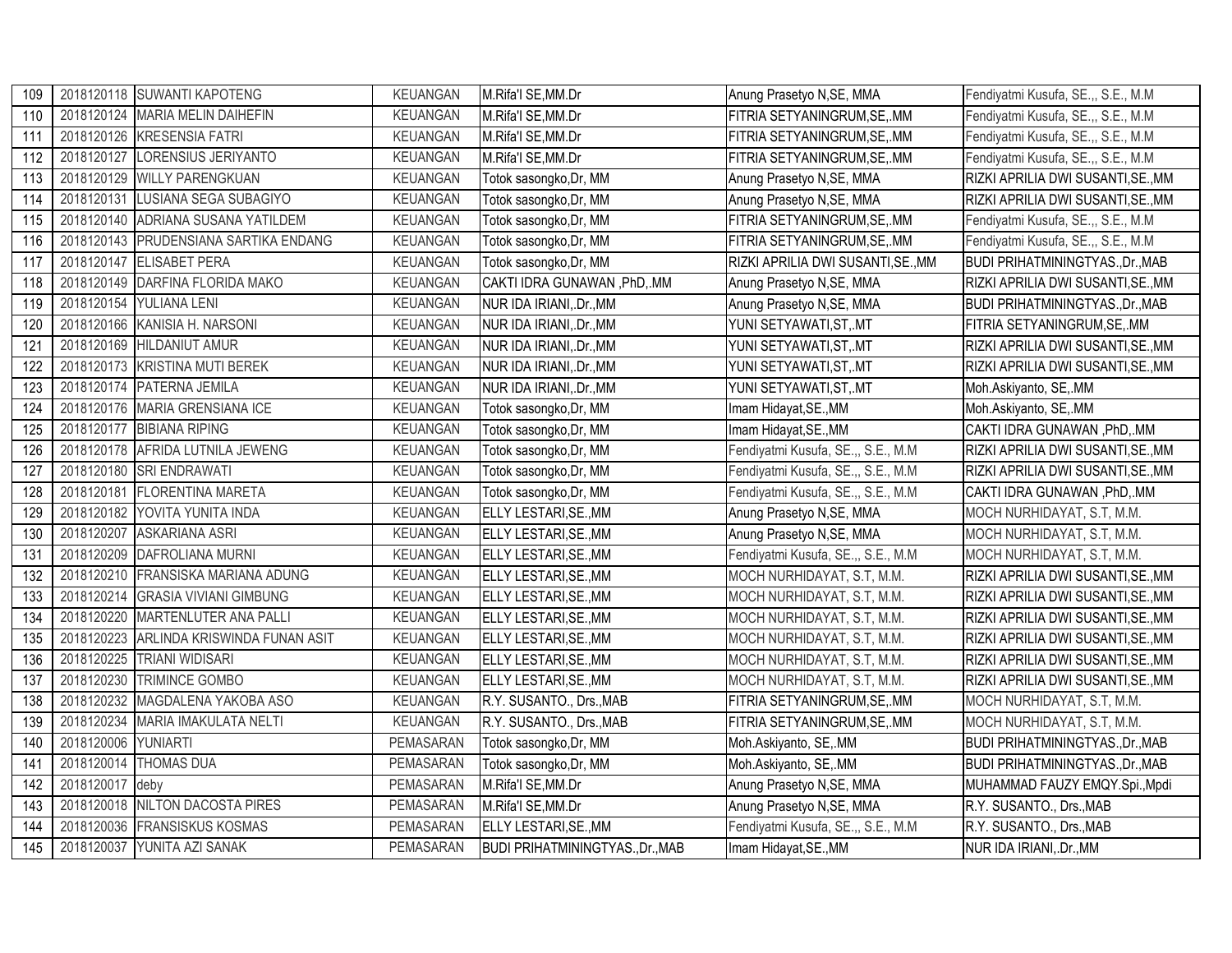| | | | | | | |
|---|---|---|---|---|---|---|
| 109 | 2018120118 | SUWANTI KAPOTENG | KEUANGAN | M.Rifa'I SE,MM.Dr | Anung Prasetyo N,SE, MMA | Fendiyatmi Kusufa, SE.,, S.E., M.M |
| 110 | 2018120124 | MARIA MELIN DAIHEFIN | KEUANGAN | M.Rifa'I SE,MM.Dr | FITRIA SETYANINGRUM,SE,.MM | Fendiyatmi Kusufa, SE.,, S.E., M.M |
| 111 | 2018120126 | KRESENSIA FATRI | KEUANGAN | M.Rifa'I SE,MM.Dr | FITRIA SETYANINGRUM,SE,.MM | Fendiyatmi Kusufa, SE.,, S.E., M.M |
| 112 | 2018120127 | LORENSIUS JERIYANTO | KEUANGAN | M.Rifa'I SE,MM.Dr | FITRIA SETYANINGRUM,SE,.MM | Fendiyatmi Kusufa, SE.,, S.E., M.M |
| 113 | 2018120129 | WILLY PARENGKUAN | KEUANGAN | Totok sasongko,Dr, MM | Anung Prasetyo N,SE, MMA | RIZKI APRILIA DWI SUSANTI,SE.,MM |
| 114 | 2018120131 | LUSIANA SEGA SUBAGIYO | KEUANGAN | Totok sasongko,Dr, MM | Anung Prasetyo N,SE, MMA | RIZKI APRILIA DWI SUSANTI,SE.,MM |
| 115 | 2018120140 | ADRIANA SUSANA YATILDEM | KEUANGAN | Totok sasongko,Dr, MM | FITRIA SETYANINGRUM,SE,.MM | Fendiyatmi Kusufa, SE.,, S.E., M.M |
| 116 | 2018120143 | PRUDENSIANA SARTIKA ENDANG | KEUANGAN | Totok sasongko,Dr, MM | FITRIA SETYANINGRUM,SE,.MM | Fendiyatmi Kusufa, SE.,, S.E., M.M |
| 117 | 2018120147 | ELISABET PERA | KEUANGAN | Totok sasongko,Dr, MM | RIZKI APRILIA DWI SUSANTI,SE.,MM | BUDI PRIHATMININGTYAS.,Dr.,MAB |
| 118 | 2018120149 | DARFINA FLORIDA MAKO | KEUANGAN | CAKTI IDRA GUNAWAN ,PhD,.MM | Anung Prasetyo N,SE, MMA | RIZKI APRILIA DWI SUSANTI,SE.,MM |
| 119 | 2018120154 | YULIANA LENI | KEUANGAN | NUR IDA IRIANI,.Dr.,MM | Anung Prasetyo N,SE, MMA | BUDI PRIHATMININGTYAS.,Dr.,MAB |
| 120 | 2018120166 | KANISIA H. NARSONI | KEUANGAN | NUR IDA IRIANI,.Dr.,MM | YUNI SETYAWATI,ST,.MT | FITRIA SETYANINGRUM,SE,.MM |
| 121 | 2018120169 | HILDANIUT AMUR | KEUANGAN | NUR IDA IRIANI,.Dr.,MM | YUNI SETYAWATI,ST,.MT | RIZKI APRILIA DWI SUSANTI,SE.,MM |
| 122 | 2018120173 | KRISTINA MUTI BEREK | KEUANGAN | NUR IDA IRIANI,.Dr.,MM | YUNI SETYAWATI,ST,.MT | RIZKI APRILIA DWI SUSANTI,SE.,MM |
| 123 | 2018120174 | PATERNA JEMILA | KEUANGAN | NUR IDA IRIANI,.Dr.,MM | YUNI SETYAWATI,ST,.MT | Moh.Askiyanto, SE,.MM |
| 124 | 2018120176 | MARIA GRENSIANA ICE | KEUANGAN | Totok sasongko,Dr, MM | Imam Hidayat,SE.,MM | Moh.Askiyanto, SE,.MM |
| 125 | 2018120177 | BIBIANA RIPING | KEUANGAN | Totok sasongko,Dr, MM | Imam Hidayat,SE.,MM | CAKTI IDRA GUNAWAN ,PhD,.MM |
| 126 | 2018120178 | AFRIDA LUTNILA JEWENG | KEUANGAN | Totok sasongko,Dr, MM | Fendiyatmi Kusufa, SE.,, S.E., M.M | RIZKI APRILIA DWI SUSANTI,SE.,MM |
| 127 | 2018120180 | SRI ENDRAWATI | KEUANGAN | Totok sasongko,Dr, MM | Fendiyatmi Kusufa, SE.,, S.E., M.M | RIZKI APRILIA DWI SUSANTI,SE.,MM |
| 128 | 2018120181 | FLORENTINA MARETA | KEUANGAN | Totok sasongko,Dr, MM | Fendiyatmi Kusufa, SE.,, S.E., M.M | CAKTI IDRA GUNAWAN ,PhD,.MM |
| 129 | 2018120182 | YOVITA YUNITA INDA | KEUANGAN | ELLY LESTARI,SE.,MM | Anung Prasetyo N,SE, MMA | MOCH NURHIDAYAT, S.T, M.M. |
| 130 | 2018120207 | ASKARIANA ASRI | KEUANGAN | ELLY LESTARI,SE.,MM | Anung Prasetyo N,SE, MMA | MOCH NURHIDAYAT, S.T, M.M. |
| 131 | 2018120209 | DAFROLIANA MURNI | KEUANGAN | ELLY LESTARI,SE.,MM | Fendiyatmi Kusufa, SE.,, S.E., M.M | MOCH NURHIDAYAT, S.T, M.M. |
| 132 | 2018120210 | FRANSISKA MARIANA ADUNG | KEUANGAN | ELLY LESTARI,SE.,MM | MOCH NURHIDAYAT, S.T, M.M. | RIZKI APRILIA DWI SUSANTI,SE.,MM |
| 133 | 2018120214 | GRASIA VIVIANI GIMBUNG | KEUANGAN | ELLY LESTARI,SE.,MM | MOCH NURHIDAYAT, S.T, M.M. | RIZKI APRILIA DWI SUSANTI,SE.,MM |
| 134 | 2018120220 | MARTENLUTER ANA PALLI | KEUANGAN | ELLY LESTARI,SE.,MM | MOCH NURHIDAYAT, S.T, M.M. | RIZKI APRILIA DWI SUSANTI,SE.,MM |
| 135 | 2018120223 | ARLINDA KRISWINDA FUNAN ASIT | KEUANGAN | ELLY LESTARI,SE.,MM | MOCH NURHIDAYAT, S.T, M.M. | RIZKI APRILIA DWI SUSANTI,SE.,MM |
| 136 | 2018120225 | TRIANI WIDISARI | KEUANGAN | ELLY LESTARI,SE.,MM | MOCH NURHIDAYAT, S.T, M.M. | RIZKI APRILIA DWI SUSANTI,SE.,MM |
| 137 | 2018120230 | TRIMINCE GOMBO | KEUANGAN | ELLY LESTARI,SE.,MM | MOCH NURHIDAYAT, S.T, M.M. | RIZKI APRILIA DWI SUSANTI,SE.,MM |
| 138 | 2018120232 | MAGDALENA YAKOBA ASO | KEUANGAN | R.Y. SUSANTO., Drs.,MAB | FITRIA SETYANINGRUM,SE,.MM | MOCH NURHIDAYAT, S.T, M.M. |
| 139 | 2018120234 | MARIA IMAKULATA NELTI | KEUANGAN | R.Y. SUSANTO., Drs.,MAB | FITRIA SETYANINGRUM,SE,.MM | MOCH NURHIDAYAT, S.T, M.M. |
| 140 | 2018120006 | YUNIARTI | PEMASARAN | Totok sasongko,Dr, MM | Moh.Askiyanto, SE,.MM | BUDI PRIHATMININGTYAS.,Dr.,MAB |
| 141 | 2018120014 | THOMAS DUA | PEMASARAN | Totok sasongko,Dr, MM | Moh.Askiyanto, SE,.MM | BUDI PRIHATMININGTYAS.,Dr.,MAB |
| 142 | 2018120017 | deby | PEMASARAN | M.Rifa'I SE,MM.Dr | Anung Prasetyo N,SE, MMA | MUHAMMAD FAUZY EMQY.Spi.,Mpdi |
| 143 | 2018120018 | NILTON DACOSTA PIRES | PEMASARAN | M.Rifa'I SE,MM.Dr | Anung Prasetyo N,SE, MMA | R.Y. SUSANTO., Drs.,MAB |
| 144 | 2018120036 | FRANSISKUS KOSMAS | PEMASARAN | ELLY LESTARI,SE.,MM | Fendiyatmi Kusufa, SE.,, S.E., M.M | R.Y. SUSANTO., Drs.,MAB |
| 145 | 2018120037 | YUNITA AZI SANAK | PEMASARAN | BUDI PRIHATMININGTYAS.,Dr.,MAB | Imam Hidayat,SE.,MM | NUR IDA IRIANI,.Dr.,MM |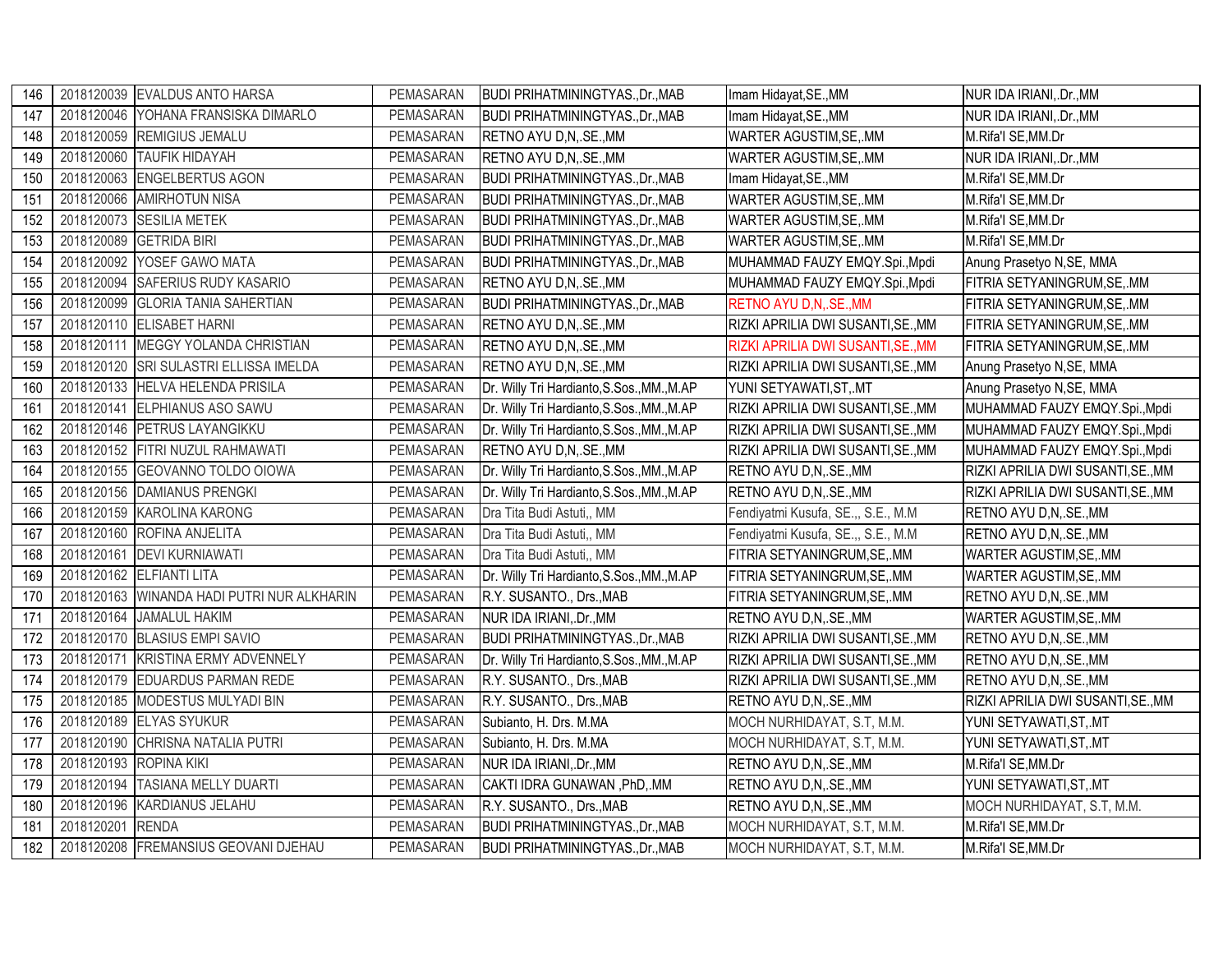| 146 | 2018120039 | EVALDUS ANTO HARSA | PEMASARAN | BUDI PRIHATMININGTYAS.,Dr.,MAB | Imam Hidayat,SE.,MM | NUR IDA IRIANI,.Dr.,MM |
|---|---|---|---|---|---|---|
| 147 | 2018120046 | YOHANA FRANSISKA DIMARLO | PEMASARAN | BUDI PRIHATMININGTYAS.,Dr.,MAB | Imam Hidayat,SE.,MM | NUR IDA IRIANI,.Dr.,MM |
| 148 | 2018120059 | REMIGIUS JEMALU | PEMASARAN | RETNO AYU D,N,.SE.,MM | WARTER AGUSTIM,SE,.MM | M.Rifa'I SE,MM.Dr |
| 149 | 2018120060 | TAUFIK HIDAYAH | PEMASARAN | RETNO AYU D,N,.SE.,MM | WARTER AGUSTIM,SE,.MM | NUR IDA IRIANI,.Dr.,MM |
| 150 | 2018120063 | ENGELBERTUS AGON | PEMASARAN | BUDI PRIHATMININGTYAS.,Dr.,MAB | Imam Hidayat,SE.,MM | M.Rifa'I SE,MM.Dr |
| 151 | 2018120066 | AMIRHOTUN NISA | PEMASARAN | BUDI PRIHATMININGTYAS.,Dr.,MAB | WARTER AGUSTIM,SE,.MM | M.Rifa'I SE,MM.Dr |
| 152 | 2018120073 | SESILIA METEK | PEMASARAN | BUDI PRIHATMININGTYAS.,Dr.,MAB | WARTER AGUSTIM,SE,.MM | M.Rifa'I SE,MM.Dr |
| 153 | 2018120089 | GETRIDA BIRI | PEMASARAN | BUDI PRIHATMININGTYAS.,Dr.,MAB | WARTER AGUSTIM,SE,.MM | M.Rifa'I SE,MM.Dr |
| 154 | 2018120092 | YOSEF GAWO MATA | PEMASARAN | BUDI PRIHATMININGTYAS.,Dr.,MAB | MUHAMMAD FAUZY EMQY.Spi.,Mpdi | Anung Prasetyo N,SE, MMA |
| 155 | 2018120094 | SAFERIUS RUDY KASARIO | PEMASARAN | RETNO AYU D,N,.SE.,MM | MUHAMMAD FAUZY EMQY.Spi.,Mpdi | FITRIA SETYANINGRUM,SE,.MM |
| 156 | 2018120099 | GLORIA TANIA SAHERTIAN | PEMASARAN | BUDI PRIHATMININGTYAS.,Dr.,MAB | RETNO AYU D,N,.SE.,MM | FITRIA SETYANINGRUM,SE,.MM |
| 157 | 2018120110 | ELISABET HARNI | PEMASARAN | RETNO AYU D,N,.SE.,MM | RIZKI APRILIA DWI SUSANTI,SE.,MM | FITRIA SETYANINGRUM,SE,.MM |
| 158 | 2018120111 | MEGGY YOLANDA CHRISTIAN | PEMASARAN | RETNO AYU D,N,.SE.,MM | RIZKI APRILIA DWI SUSANTI,SE.,MM | FITRIA SETYANINGRUM,SE,.MM |
| 159 | 2018120120 | SRI SULASTRI ELLISSA IMELDA | PEMASARAN | RETNO AYU D,N,.SE.,MM | RIZKI APRILIA DWI SUSANTI,SE.,MM | Anung Prasetyo N,SE, MMA |
| 160 | 2018120133 | HELVA HELENDA PRISILA | PEMASARAN | Dr. Willy Tri Hardianto,S.Sos.,MM.,M.AP | YUNI SETYAWATI,ST,.MT | Anung Prasetyo N,SE, MMA |
| 161 | 2018120141 | ELPHIANUS ASO SAWU | PEMASARAN | Dr. Willy Tri Hardianto,S.Sos.,MM.,M.AP | RIZKI APRILIA DWI SUSANTI,SE.,MM | MUHAMMAD FAUZY EMQY.Spi.,Mpdi |
| 162 | 2018120146 | PETRUS LAYANGIKKU | PEMASARAN | Dr. Willy Tri Hardianto,S.Sos.,MM.,M.AP | RIZKI APRILIA DWI SUSANTI,SE.,MM | MUHAMMAD FAUZY EMQY.Spi.,Mpdi |
| 163 | 2018120152 | FITRI NUZUL RAHMAWATI | PEMASARAN | RETNO AYU D,N,.SE.,MM | RIZKI APRILIA DWI SUSANTI,SE.,MM | MUHAMMAD FAUZY EMQY.Spi.,Mpdi |
| 164 | 2018120155 | GEOVANNO TOLDO OIOWA | PEMASARAN | Dr. Willy Tri Hardianto,S.Sos.,MM.,M.AP | RETNO AYU D,N,.SE.,MM | RIZKI APRILIA DWI SUSANTI,SE.,MM |
| 165 | 2018120156 | DAMIANUS PRENGKI | PEMASARAN | Dr. Willy Tri Hardianto,S.Sos.,MM.,M.AP | RETNO AYU D,N,.SE.,MM | RIZKI APRILIA DWI SUSANTI,SE.,MM |
| 166 | 2018120159 | KAROLINA KARONG | PEMASARAN | Dra Tita Budi Astuti,, MM | Fendiyatmi Kusufa, SE.,, S.E., M.M | RETNO AYU D,N,.SE.,MM |
| 167 | 2018120160 | ROFINA ANJELITA | PEMASARAN | Dra Tita Budi Astuti,, MM | Fendiyatmi Kusufa, SE.,, S.E., M.M | RETNO AYU D,N,.SE.,MM |
| 168 | 2018120161 | DEVI KURNIAWATI | PEMASARAN | Dra Tita Budi Astuti,, MM | FITRIA SETYANINGRUM,SE,.MM | WARTER AGUSTIM,SE,.MM |
| 169 | 2018120162 | ELFIANTI LITA | PEMASARAN | Dr. Willy Tri Hardianto,S.Sos.,MM.,M.AP | FITRIA SETYANINGRUM,SE,.MM | WARTER AGUSTIM,SE,.MM |
| 170 | 2018120163 | WINANDA HADI PUTRI NUR ALKHARIN | PEMASARAN | R.Y. SUSANTO., Drs.,MAB | FITRIA SETYANINGRUM,SE,.MM | RETNO AYU D,N,.SE.,MM |
| 171 | 2018120164 | JAMALUL HAKIM | PEMASARAN | NUR IDA IRIANI,.Dr.,MM | RETNO AYU D,N,.SE.,MM | WARTER AGUSTIM,SE,.MM |
| 172 | 2018120170 | BLASIUS EMPI SAVIO | PEMASARAN | BUDI PRIHATMININGTYAS.,Dr.,MAB | RIZKI APRILIA DWI SUSANTI,SE.,MM | RETNO AYU D,N,.SE.,MM |
| 173 | 2018120171 | KRISTINA ERMY ADVENNELY | PEMASARAN | Dr. Willy Tri Hardianto,S.Sos.,MM.,M.AP | RIZKI APRILIA DWI SUSANTI,SE.,MM | RETNO AYU D,N,.SE.,MM |
| 174 | 2018120179 | EDUARDUS PARMAN REDE | PEMASARAN | R.Y. SUSANTO., Drs.,MAB | RIZKI APRILIA DWI SUSANTI,SE.,MM | RETNO AYU D,N,.SE.,MM |
| 175 | 2018120185 | MODESTUS MULYADI BIN | PEMASARAN | R.Y. SUSANTO., Drs.,MAB | RETNO AYU D,N,.SE.,MM | RIZKI APRILIA DWI SUSANTI,SE.,MM |
| 176 | 2018120189 | ELYAS SYUKUR | PEMASARAN | Subianto, H. Drs. M.MA | MOCH NURHIDAYAT, S.T, M.M. | YUNI SETYAWATI,ST,.MT |
| 177 | 2018120190 | CHRISNA NATALIA PUTRI | PEMASARAN | Subianto, H. Drs. M.MA | MOCH NURHIDAYAT, S.T, M.M. | YUNI SETYAWATI,ST,.MT |
| 178 | 2018120193 | ROPINA KIKI | PEMASARAN | NUR IDA IRIANI,.Dr.,MM | RETNO AYU D,N,.SE.,MM | M.Rifa'I SE,MM.Dr |
| 179 | 2018120194 | TASIANA MELLY DUARTI | PEMASARAN | CAKTI IDRA GUNAWAN ,PhD,.MM | RETNO AYU D,N,.SE.,MM | YUNI SETYAWATI,ST,.MT |
| 180 | 2018120196 | KARDIANUS JELAHU | PEMASARAN | R.Y. SUSANTO., Drs.,MAB | RETNO AYU D,N,.SE.,MM | MOCH NURHIDAYAT, S.T, M.M. |
| 181 | 2018120201 | RENDA | PEMASARAN | BUDI PRIHATMININGTYAS.,Dr.,MAB | MOCH NURHIDAYAT, S.T, M.M. | M.Rifa'I SE,MM.Dr |
| 182 | 2018120208 | FREMANSIUS GEOVANI DJEHAU | PEMASARAN | BUDI PRIHATMININGTYAS.,Dr.,MAB | MOCH NURHIDAYAT, S.T, M.M. | M.Rifa'I SE,MM.Dr |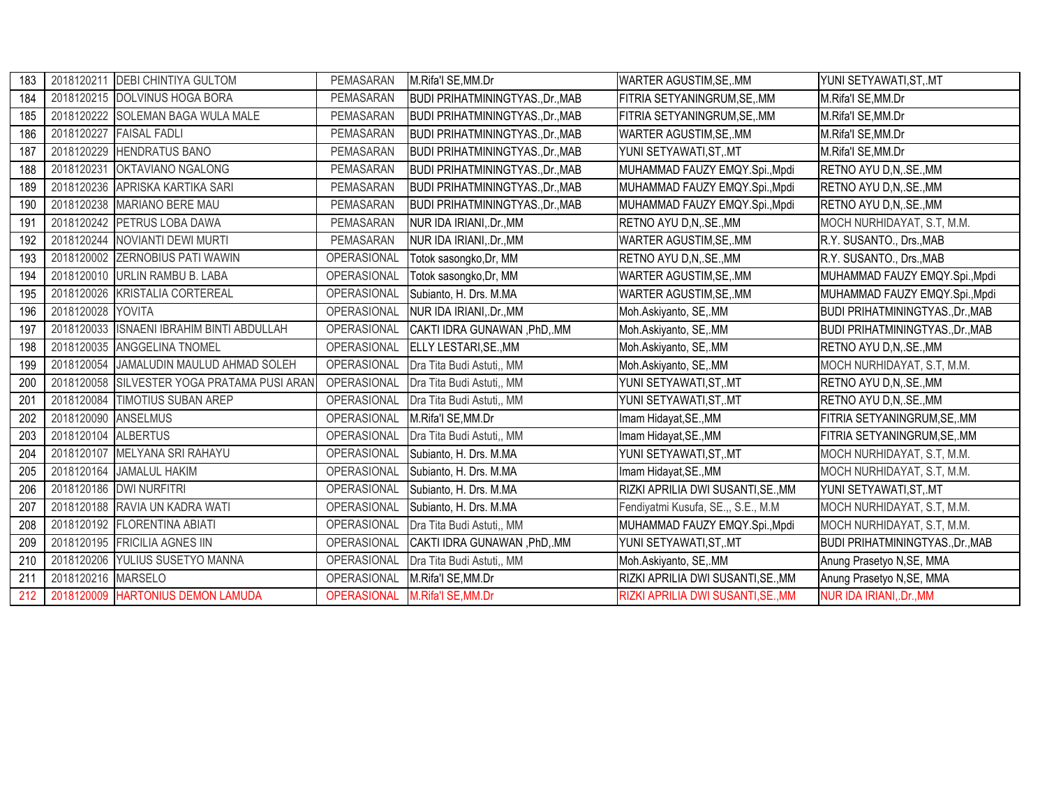| | | | | | | |
|---|---|---|---|---|---|---|
| 183 | 2018120211 | DEBI CHINTIYA GULTOM | PEMASARAN | M.Rifa'I SE,MM.Dr | WARTER AGUSTIM,SE,.MM | YUNI SETYAWATI,ST,.MT |
| 184 | 2018120215 | DOLVINUS HOGA BORA | PEMASARAN | BUDI PRIHATMININGTYAS.,Dr.,MAB | FITRIA SETYANINGRUM,SE,.MM | M.Rifa'I SE,MM.Dr |
| 185 | 2018120222 | SOLEMAN BAGA WULA MALE | PEMASARAN | BUDI PRIHATMININGTYAS.,Dr.,MAB | FITRIA SETYANINGRUM,SE,.MM | M.Rifa'I SE,MM.Dr |
| 186 | 2018120227 | FAISAL FADLI | PEMASARAN | BUDI PRIHATMININGTYAS.,Dr.,MAB | WARTER AGUSTIM,SE,.MM | M.Rifa'I SE,MM.Dr |
| 187 | 2018120229 | HENDRATUS BANO | PEMASARAN | BUDI PRIHATMININGTYAS.,Dr.,MAB | YUNI SETYAWATI,ST,.MT | M.Rifa'I SE,MM.Dr |
| 188 | 2018120231 | OKTAVIANO NGALONG | PEMASARAN | BUDI PRIHATMININGTYAS.,Dr.,MAB | MUHAMMAD FAUZY EMQY.Spi.,Mpdi | RETNO AYU D,N,.SE.,MM |
| 189 | 2018120236 | APRISKA KARTIKA SARI | PEMASARAN | BUDI PRIHATMININGTYAS.,Dr.,MAB | MUHAMMAD FAUZY EMQY.Spi.,Mpdi | RETNO AYU D,N,.SE.,MM |
| 190 | 2018120238 | MARIANO BERE MAU | PEMASARAN | BUDI PRIHATMININGTYAS.,Dr.,MAB | MUHAMMAD FAUZY EMQY.Spi.,Mpdi | RETNO AYU D,N,.SE.,MM |
| 191 | 2018120242 | PETRUS LOBA DAWA | PEMASARAN | NUR IDA IRIANI,.Dr.,MM | RETNO AYU D,N,.SE.,MM | MOCH NURHIDAYAT, S.T, M.M. |
| 192 | 2018120244 | NOVIANTI DEWI MURTI | PEMASARAN | NUR IDA IRIANI,.Dr.,MM | WARTER AGUSTIM,SE,.MM | R.Y. SUSANTO., Drs.,MAB |
| 193 | 2018120002 | ZERNOBIUS PATI WAWIN | OPERASIONAL | Totok sasongko,Dr, MM | RETNO AYU D,N,.SE.,MM | R.Y. SUSANTO., Drs.,MAB |
| 194 | 2018120010 | URLIN RAMBU B. LABA | OPERASIONAL | Totok sasongko,Dr, MM | WARTER AGUSTIM,SE,.MM | MUHAMMAD FAUZY EMQY.Spi.,Mpdi |
| 195 | 2018120026 | KRISTALIA CORTEREAL | OPERASIONAL | Subianto, H. Drs. M.MA | WARTER AGUSTIM,SE,.MM | MUHAMMAD FAUZY EMQY.Spi.,Mpdi |
| 196 | 2018120028 | YOVITA | OPERASIONAL | NUR IDA IRIANI,.Dr.,MM | Moh.Askiyanto, SE,.MM | BUDI PRIHATMININGTYAS.,Dr.,MAB |
| 197 | 2018120033 | ISNAENI IBRAHIM BINTI ABDULLAH | OPERASIONAL | CAKTI IDRA GUNAWAN ,PhD,.MM | Moh.Askiyanto, SE,.MM | BUDI PRIHATMININGTYAS.,Dr.,MAB |
| 198 | 2018120035 | ANGGELINA TNOMEL | OPERASIONAL | ELLY LESTARI,SE.,MM | Moh.Askiyanto, SE,.MM | RETNO AYU D,N,.SE.,MM |
| 199 | 2018120054 | JAMALUDIN MAULUD AHMAD SOLEH | OPERASIONAL | Dra Tita Budi Astuti,, MM | Moh.Askiyanto, SE,.MM | MOCH NURHIDAYAT, S.T, M.M. |
| 200 | 2018120058 | SILVESTER YOGA PRATAMA PUSI ARAN | OPERASIONAL | Dra Tita Budi Astuti,, MM | YUNI SETYAWATI,ST,.MT | RETNO AYU D,N,.SE.,MM |
| 201 | 2018120084 | TIMOTIUS SUBAN AREP | OPERASIONAL | Dra Tita Budi Astuti,, MM | YUNI SETYAWATI,ST,.MT | RETNO AYU D,N,.SE.,MM |
| 202 | 2018120090 | ANSELMUS | OPERASIONAL | M.Rifa'I SE,MM.Dr | Imam Hidayat,SE.,MM | FITRIA SETYANINGRUM,SE,.MM |
| 203 | 2018120104 | ALBERTUS | OPERASIONAL | Dra Tita Budi Astuti,, MM | Imam Hidayat,SE.,MM | FITRIA SETYANINGRUM,SE,.MM |
| 204 | 2018120107 | MELYANA SRI RAHAYU | OPERASIONAL | Subianto, H. Drs. M.MA | YUNI SETYAWATI,ST,.MT | MOCH NURHIDAYAT, S.T, M.M. |
| 205 | 2018120164 | JAMALUL HAKIM | OPERASIONAL | Subianto, H. Drs. M.MA | Imam Hidayat,SE.,MM | MOCH NURHIDAYAT, S.T, M.M. |
| 206 | 2018120186 | DWI NURFITRI | OPERASIONAL | Subianto, H. Drs. M.MA | RIZKI APRILIA DWI SUSANTI,SE.,MM | YUNI SETYAWATI,ST,.MT |
| 207 | 2018120188 | RAVIA UN KADRA WATI | OPERASIONAL | Subianto, H. Drs. M.MA | Fendiyatmi Kusufa, SE.,, S.E., M.M | MOCH NURHIDAYAT, S.T, M.M. |
| 208 | 2018120192 | FLORENTINA ABIATI | OPERASIONAL | Dra Tita Budi Astuti,, MM | MUHAMMAD FAUZY EMQY.Spi.,Mpdi | MOCH NURHIDAYAT, S.T, M.M. |
| 209 | 2018120195 | FRICILIA AGNES IIN | OPERASIONAL | CAKTI IDRA GUNAWAN ,PhD,.MM | YUNI SETYAWATI,ST,.MT | BUDI PRIHATMININGTYAS.,Dr.,MAB |
| 210 | 2018120206 | YULIUS SUSETYO MANNA | OPERASIONAL | Dra Tita Budi Astuti,, MM | Moh.Askiyanto, SE,.MM | Anung Prasetyo N,SE, MMA |
| 211 | 2018120216 | MARSELO | OPERASIONAL | M.Rifa'I SE,MM.Dr | RIZKI APRILIA DWI SUSANTI,SE.,MM | Anung Prasetyo N,SE, MMA |
| 212 | 2018120009 | HARTONIUS DEMON LAMUDA | OPERASIONAL | M.Rifa'I SE,MM.Dr | RIZKI APRILIA DWI SUSANTI,SE.,MM | NUR IDA IRIANI,.Dr.,MM |